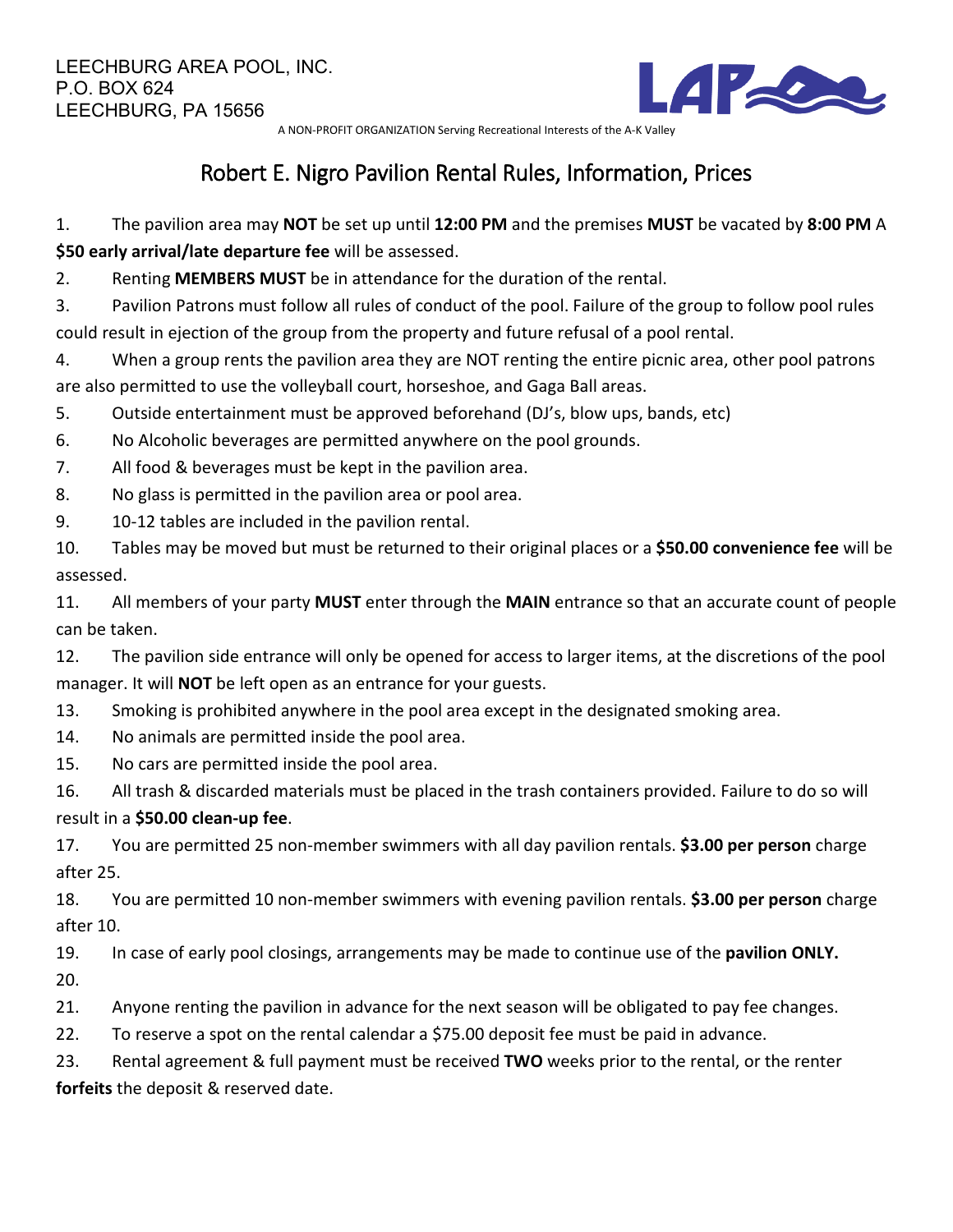LEECHBURG AREA POOL, INC.
P.O. BOX 624
LEECHBURG, PA 15656

A NON-PROFIT ORGANIZATION Serving Recreational Interests of the A-K Valley

# Robert E. Nigro Pavilion Rental Rules, Information, Prices

1. The pavilion area may **NOT** be set up until **12:00 PM** and the premises **MUST** be vacated by **8:00 PM** A **$50 early arrival/late departure fee** will be assessed.
2. Renting **MEMBERS MUST** be in attendance for the duration of the rental.
3. Pavilion Patrons must follow all rules of conduct of the pool. Failure of the group to follow pool rules could result in ejection of the group from the property and future refusal of a pool rental.
4. When a group rents the pavilion area they are NOT renting the entire picnic area, other pool patrons are also permitted to use the volleyball court, horseshoe, and Gaga Ball areas.
5. Outside entertainment must be approved beforehand (DJ's, blow ups, bands, etc)
6. No Alcoholic beverages are permitted anywhere on the pool grounds.
7. All food & beverages must be kept in the pavilion area.
8. No glass is permitted in the pavilion area or pool area.
9. 10-12 tables are included in the pavilion rental.
10. Tables may be moved but must be returned to their original places or a **$50.00 convenience fee** will be assessed.
11. All members of your party **MUST** enter through the **MAIN** entrance so that an accurate count of people can be taken.
12. The pavilion side entrance will only be opened for access to larger items, at the discretions of the pool manager. It will **NOT** be left open as an entrance for your guests.
13. Smoking is prohibited anywhere in the pool area except in the designated smoking area.
14. No animals are permitted inside the pool area.
15. No cars are permitted inside the pool area.
16. All trash & discarded materials must be placed in the trash containers provided. Failure to do so will result in a **$50.00 clean-up fee**.
17. You are permitted 25 non-member swimmers with all day pavilion rentals. **$3.00 per person** charge after 25.
18. You are permitted 10 non-member swimmers with evening pavilion rentals. **$3.00 per person** charge after 10.
19. In case of early pool closings, arrangements may be made to continue use of the **pavilion ONLY.**
20.
21. Anyone renting the pavilion in advance for the next season will be obligated to pay fee changes.
22. To reserve a spot on the rental calendar a $75.00 deposit fee must be paid in advance.
23. Rental agreement & full payment must be received **TWO** weeks prior to the rental, or the renter **forfeits** the deposit & reserved date.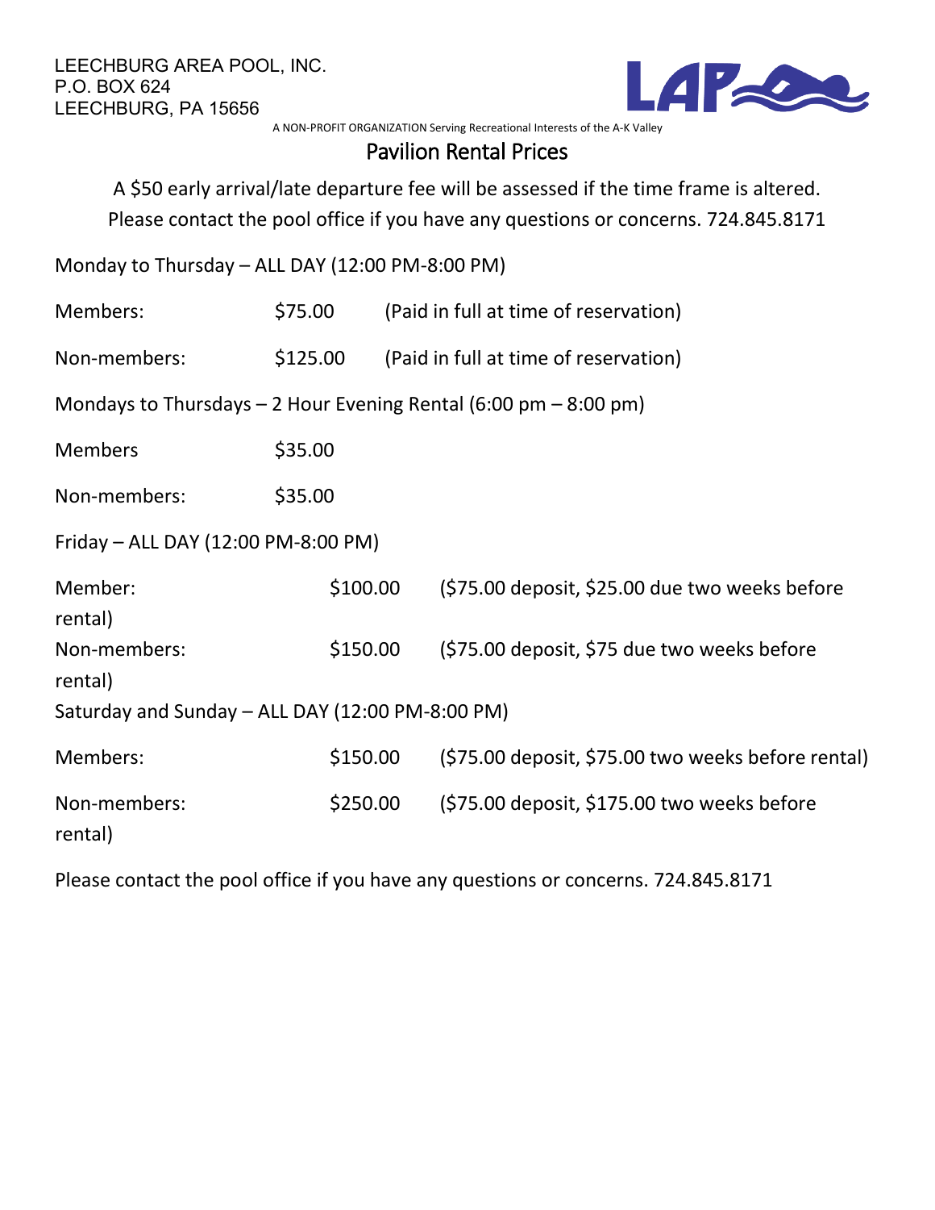LEECHBURG AREA POOL, INC.
P.O. BOX 624
LEECHBURG, PA 15656

A NON-PROFIT ORGANIZATION Serving Recreational Interests of the A-K Valley

## Pavilion Rental Prices

A $50 early arrival/late departure fee will be assessed if the time frame is altered.
Please contact the pool office if you have any questions or concerns. 724.845.8171

Monday to Thursday – ALL DAY (12:00 PM-8:00 PM)

| | | |
|---|---|---|
| Members: | $75.00 | (Paid in full at time of reservation) |
| Non-members: | $125.00 | (Paid in full at time of reservation) |

Mondays to Thursdays – 2 Hour Evening Rental (6:00 pm – 8:00 pm)

| | |
|---|---|
| Members | $35.00 |
| Non-members: | $35.00 |

Friday – ALL DAY (12:00 PM-8:00 PM)

| | | |
|---|---|---|
| Member: | $100.00 | ($75.00 deposit, $25.00 due two weeks before rental) |
| Non-members: | $150.00 | ($75.00 deposit, $75 due two weeks before rental) |

Saturday and Sunday – ALL DAY (12:00 PM-8:00 PM)

| | | |
|---|---|---|
| Members: | $150.00 | ($75.00 deposit, $75.00 two weeks before rental) |
| Non-members: | $250.00 | ($75.00 deposit, $175.00 two weeks before rental) |

Please contact the pool office if you have any questions or concerns. 724.845.8171